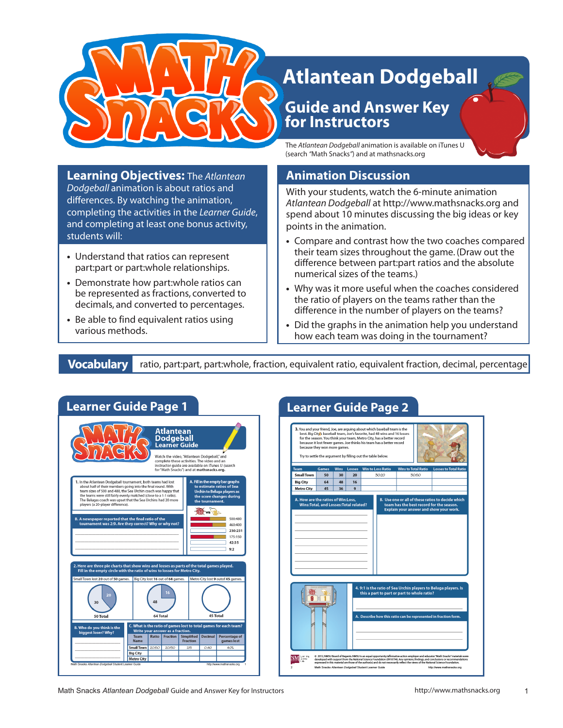# Atlantean Dodgeball

## Guide and Answer Key for Instructors

The *Atlantean Dodgeball* animation is available on iTunes U (search "Math Snacks") and at mathsnacks.org

## Learning Objectives:

The *Atlantean Dodgeball* animation is about ratios and differences. By watching the animation, completing the activities in the *Learner Guide*, and completing at least one bonus activity, students will:

- Understand that ratios can represent part:part or part:whole relationships.
- Demonstrate how part:whole ratios can be represented as fractions, converted to decimals, and converted to percentages.
- Be able to find equivalent ratios using various methods.

## Animation Discussion

With your students, watch the 6-minute animation *Atlantean Dodgeball* at http://www.mathsnacks.org and spend about 10 minutes discussing the big ideas or key points in the animation.

- Compare and contrast how the two coaches compared their team sizes throughout the game. (Draw out the difference between part:part ratios and the absolute numerical sizes of the teams.)
- Why was it more useful when the coaches considered the ratio of players on the teams rather than the difference in the number of players on the teams?
- Did the graphs in the animation help you understand how each team was doing in the tournament?

## Vocabulary

ratio, part:part, part:whole, fraction, equivalent ratio, equivalent fraction, decimal, percentage

## Learner Guide Page 1

## Learner Guide Page 2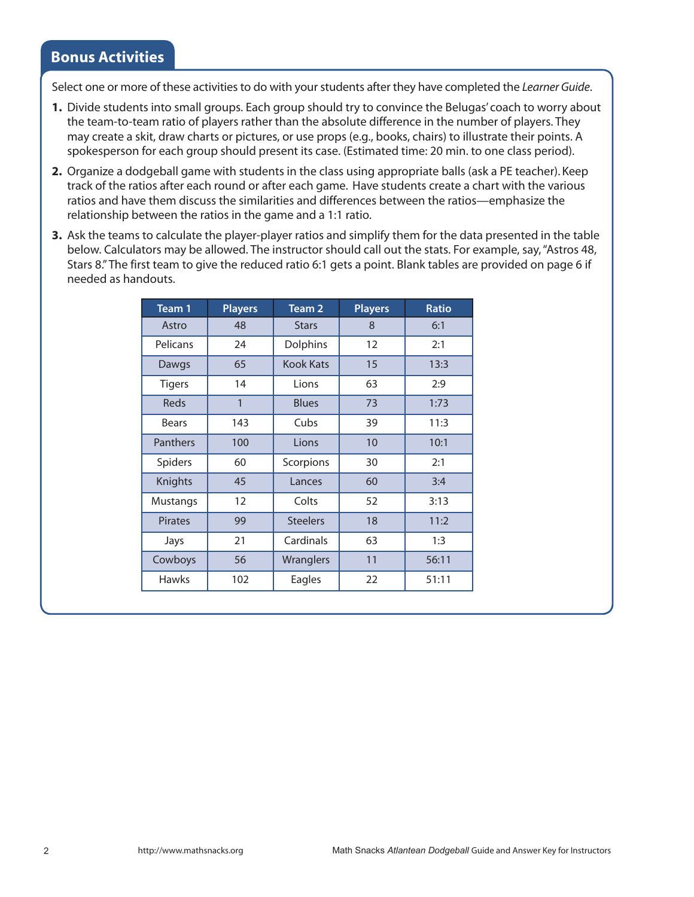## Bonus Activities

Select one or more of these activities to do with your students after they have completed the *Learner Guide*.

1. Divide students into small groups. Each group should try to convince the Belugas' coach to worry about the team-to-team ratio of players rather than the absolute difference in the number of players. They may create a skit, draw charts or pictures, or use props (e.g., books, chairs) to illustrate their points. A spokesperson for each group should present its case. (Estimated time: 20 min. to one class period).
2. Organize a dodgeball game with students in the class using appropriate balls (ask a PE teacher). Keep track of the ratios after each round or after each game. Have students create a chart with the various ratios and have them discuss the similarities and differences between the ratios—emphasize the relationship between the ratios in the game and a 1:1 ratio.
3. Ask the teams to calculate the player-player ratios and simplify them for the data presented in the table below. Calculators may be allowed. The instructor should call out the stats. For example, say, "Astros 48, Stars 8." The first team to give the reduced ratio 6:1 gets a point. Blank tables are provided on page 6 if needed as handouts.

| Team 1 | Players | Team 2 | Players | Ratio |
|---|---|---|---|---|
| Astro | 48 | Stars | 8 | 6:1 |
| Pelicans | 24 | Dolphins | 12 | 2:1 |
| Dawgs | 65 | Kook Kats | 15 | 13:3 |
| Tigers | 14 | Lions | 63 | 2:9 |
| Reds | 1 | Blues | 73 | 1:73 |
| Bears | 143 | Cubs | 39 | 11:3 |
| Panthers | 100 | Lions | 10 | 10:1 |
| Spiders | 60 | Scorpions | 30 | 2:1 |
| Knights | 45 | Lances | 60 | 3:4 |
| Mustangs | 12 | Colts | 52 | 3:13 |
| Pirates | 99 | Steelers | 18 | 11:2 |
| Jays | 21 | Cardinals | 63 | 1:3 |
| Cowboys | 56 | Wranglers | 11 | 56:11 |
| Hawks | 102 | Eagles | 22 | 51:11 |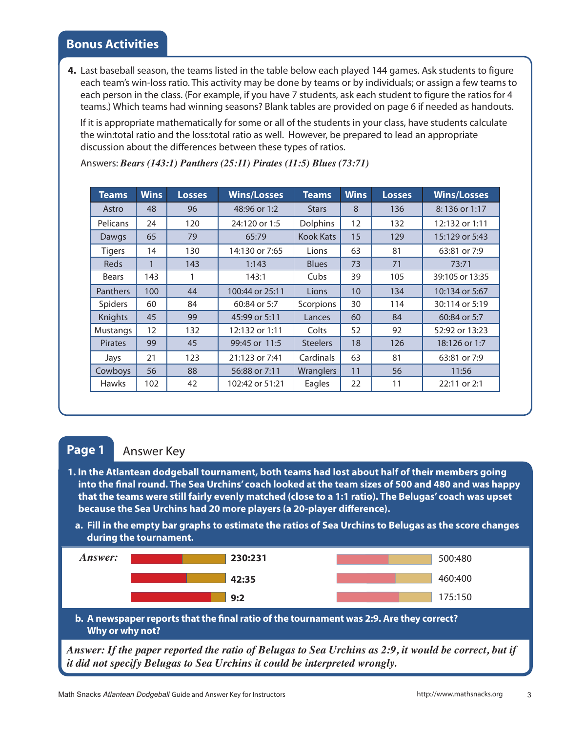## Bonus Activities

**4.** Last baseball season, the teams listed in the table below each played 144 games. Ask students to figure each team's win-loss ratio. This activity may be done by teams or by individuals; or assign a few teams to each person in the class. (For example, if you have 7 students, ask each student to figure the ratios for 4 teams.) Which teams had winning seasons? Blank tables are provided on page 6 if needed as handouts.

If it is appropriate mathematically for some or all of the students in your class, have students calculate the win:total ratio and the loss:total ratio as well. However, be prepared to lead an appropriate discussion about the differences between these types of ratios.

Answers: ***Bears (143:1) Panthers (25:11) Pirates (11:5) Blues (73:71)***

| Teams | Wins | Losses | Wins/Losses | Teams | Wins | Losses | Wins/Losses |
|---|---|---|---|---|---|---|---|
| Astro | 48 | 96 | 48:96 or 1:2 | Stars | 8 | 136 | 8: 136 or 1:17 |
| Pelicans | 24 | 120 | 24:120 or 1:5 | Dolphins | 12 | 132 | 12:132 or 1:11 |
| Dawgs | 65 | 79 | 65:79 | Kook Kats | 15 | 129 | 15:129 or 5:43 |
| Tigers | 14 | 130 | 14:130 or 7:65 | Lions | 63 | 81 | 63:81 or 7:9 |
| Reds | 1 | 143 | 1:143 | Blues | 73 | 71 | 73:71 |
| Bears | 143 | 1 | 143:1 | Cubs | 39 | 105 | 39:105 or 13:35 |
| Panthers | 100 | 44 | 100:44 or 25:11 | Lions | 10 | 134 | 10:134 or 5:67 |
| Spiders | 60 | 84 | 60:84 or 5:7 | Scorpions | 30 | 114 | 30:114 or 5:19 |
| Knights | 45 | 99 | 45:99 or 5:11 | Lances | 60 | 84 | 60:84 or 5:7 |
| Mustangs | 12 | 132 | 12:132 or 1:11 | Colts | 52 | 92 | 52:92 or 13:23 |
| Pirates | 99 | 45 | 99:45 or 11:5 | Steelers | 18 | 126 | 18:126 or 1:7 |
| Jays | 21 | 123 | 21:123 or 7:41 | Cardinals | 63 | 81 | 63:81 or 7:9 |
| Cowboys | 56 | 88 | 56:88 or 7:11 | Wranglers | 11 | 56 | 11:56 |
| Hawks | 102 | 42 | 102:42 or 51:21 | Eagles | 22 | 11 | 22:11 or 2:1 |

## Page 1 Answer Key

**1. In the Atlantean dodgeball tournament, both teams had lost about half of their members going into the final round. The Sea Urchins' coach looked at the team sizes of 500 and 480 and was happy that the teams were still fairly evenly matched (close to a 1:1 ratio). The Belugas' coach was upset because the Sea Urchins had 20 more players (a 20-player difference).**

**a. Fill in the empty bar graphs to estimate the ratios of Sea Urchins to Belugas as the score changes during the tournament.**

***Answer:***

| | |
|---|---|
| **230:231** | 500:480 |
| **42:35** | 460:400 |
| **9:2** | 175:150 |

**b. A newspaper reports that the final ratio of the tournament was 2:9. Are they correct? Why or why not?**

***Answer: If the paper reported the ratio of Belugas to Sea Urchins as 2:9, it would be correct, but if it did not specify Belugas to Sea Urchins it could be interpreted wrongly.***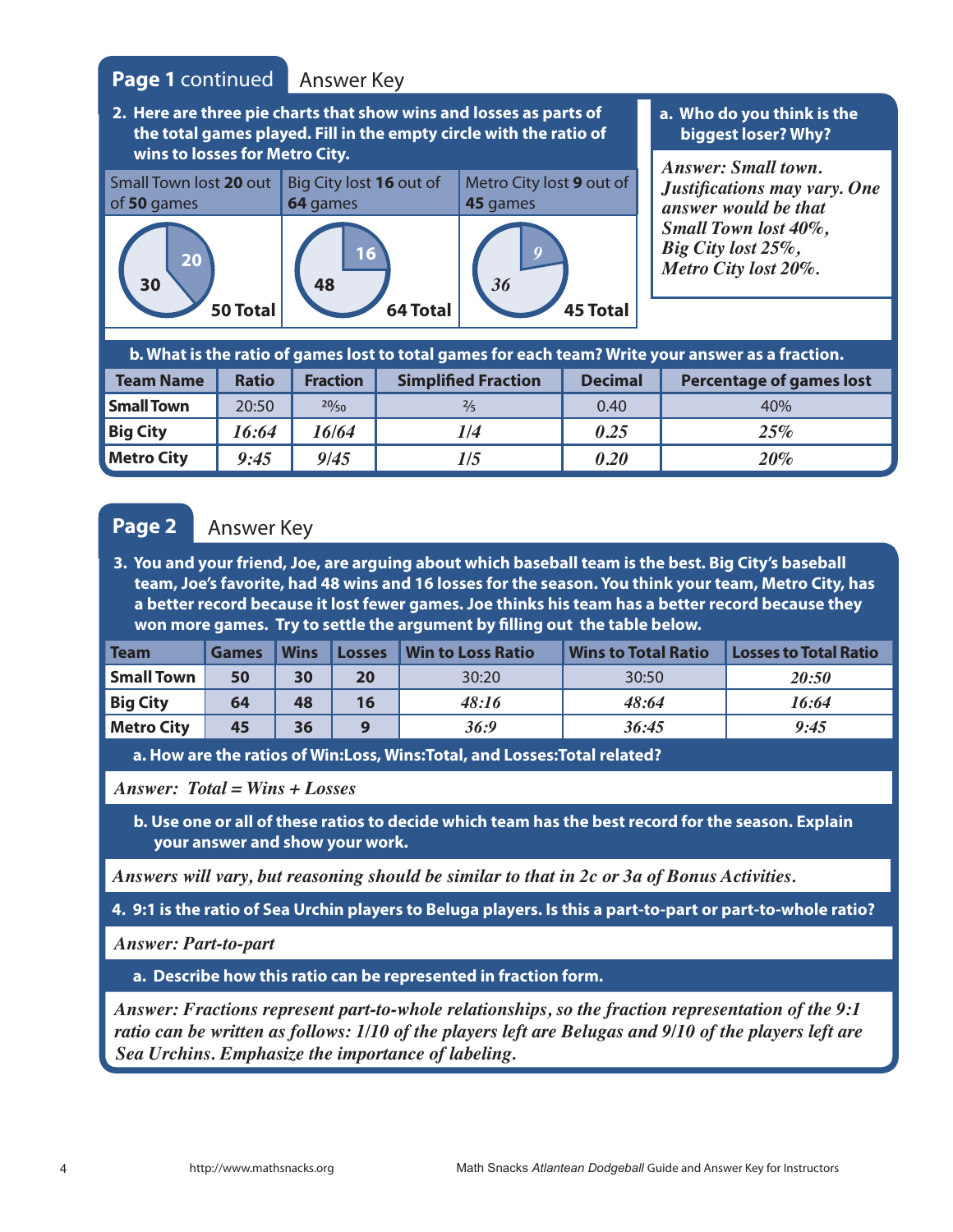## Page 1 continued Answer Key

**2. Here are three pie charts that show wins and losses as parts of the total games played. Fill in the empty circle with the ratio of wins to losses for Metro City.**

| Small Town lost **20** out of **50** games | Big City lost **16** out of **64** games | Metro City lost **9** out of **45** games |
|---|---|---|
| 30 / 20 — 50 Total | 48 / 16 — 64 Total | *36* / *9* — 45 Total |

**a. Who do you think is the biggest loser? Why?**

*Answer: Small town. Justifications may vary. One answer would be that Small Town lost 40%, Big City lost 25%, Metro City lost 20%.*

**b. What is the ratio of games lost to total games for each team? Write your answer as a fraction.**

| Team Name | Ratio | Fraction | Simplified Fraction | Decimal | Percentage of games lost |
|---|---|---|---|---|---|
| Small Town | 20:50 | 20/50 | 2/5 | 0.40 | 40% |
| Big City | *16:64* | *16/64* | *1/4* | *0.25* | *25%* |
| Metro City | *9:45* | *9/45* | *1/5* | *0.20* | *20%* |

## Page 2 Answer Key

**3. You and your friend, Joe, are arguing about which baseball team is the best. Big City's baseball team, Joe's favorite, had 48 wins and 16 losses for the season. You think your team, Metro City, has a better record because it lost fewer games. Joe thinks his team has a better record because they won more games. Try to settle the argument by filling out the table below.**

| Team | Games | Wins | Losses | Win to Loss Ratio | Wins to Total Ratio | Losses to Total Ratio |
|---|---|---|---|---|---|---|
| Small Town | 50 | 30 | 20 | 30:20 | 30:50 | *20:50* |
| Big City | 64 | 48 | 16 | *48:16* | *48:64* | *16:64* |
| Metro City | 45 | 36 | 9 | *36:9* | *36:45* | *9:45* |

**a. How are the ratios of Win:Loss, Wins:Total, and Losses:Total related?**

*Answer: Total = Wins + Losses*

**b. Use one or all of these ratios to decide which team has the best record for the season. Explain your answer and show your work.**

*Answers will vary, but reasoning should be similar to that in 2c or 3a of Bonus Activities.*

**4. 9:1 is the ratio of Sea Urchin players to Beluga players. Is this a part-to-part or part-to-whole ratio?**

*Answer: Part-to-part*

**a. Describe how this ratio can be represented in fraction form.**

*Answer: Fractions represent part-to-whole relationships, so the fraction representation of the 9:1 ratio can be written as follows: 1/10 of the players left are Belugas and 9/10 of the players left are Sea Urchins. Emphasize the importance of labeling.*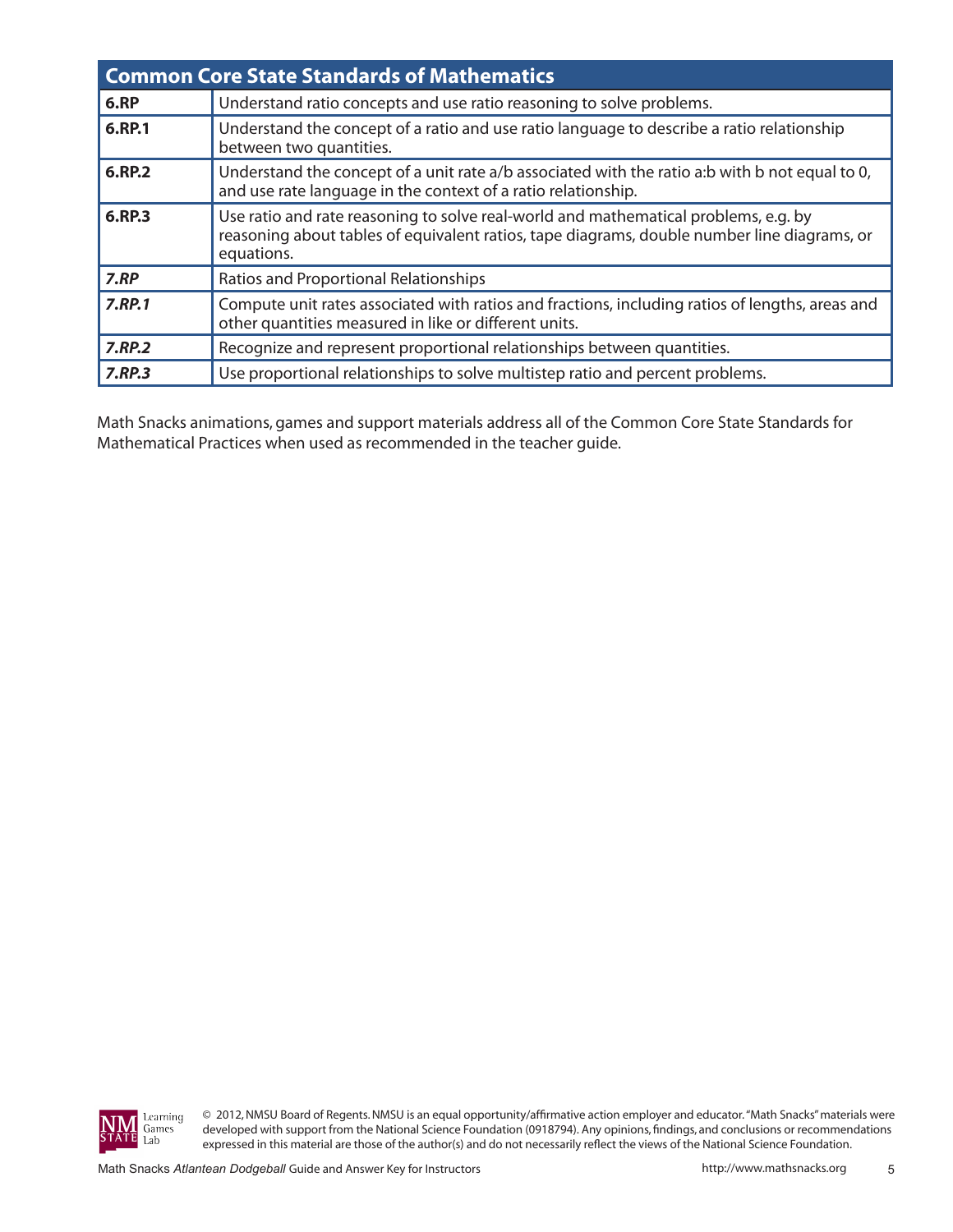| Common Core State Standards of Mathematics | |
|---|---|
| **6.RP** | Understand ratio concepts and use ratio reasoning to solve problems. |
| **6.RP.1** | Understand the concept of a ratio and use ratio language to describe a ratio relationship between two quantities. |
| **6.RP.2** | Understand the concept of a unit rate a/b associated with the ratio a:b with b not equal to 0, and use rate language in the context of a ratio relationship. |
| **6.RP.3** | Use ratio and rate reasoning to solve real-world and mathematical problems, e.g. by reasoning about tables of equivalent ratios, tape diagrams, double number line diagrams, or equations. |
| ***7.RP*** | Ratios and Proportional Relationships |
| ***7.RP.1*** | Compute unit rates associated with ratios and fractions, including ratios of lengths, areas and other quantities measured in like or different units. |
| ***7.RP.2*** | Recognize and represent proportional relationships between quantities. |
| ***7.RP.3*** | Use proportional relationships to solve multistep ratio and percent problems. |

Math Snacks animations, games and support materials address all of the Common Core State Standards for Mathematical Practices when used as recommended in the teacher guide.

© 2012, NMSU Board of Regents. NMSU is an equal opportunity/affirmative action employer and educator. "Math Snacks" materials were developed with support from the National Science Foundation (0918794). Any opinions, findings, and conclusions or recommendations expressed in this material are those of the author(s) and do not necessarily reflect the views of the National Science Foundation.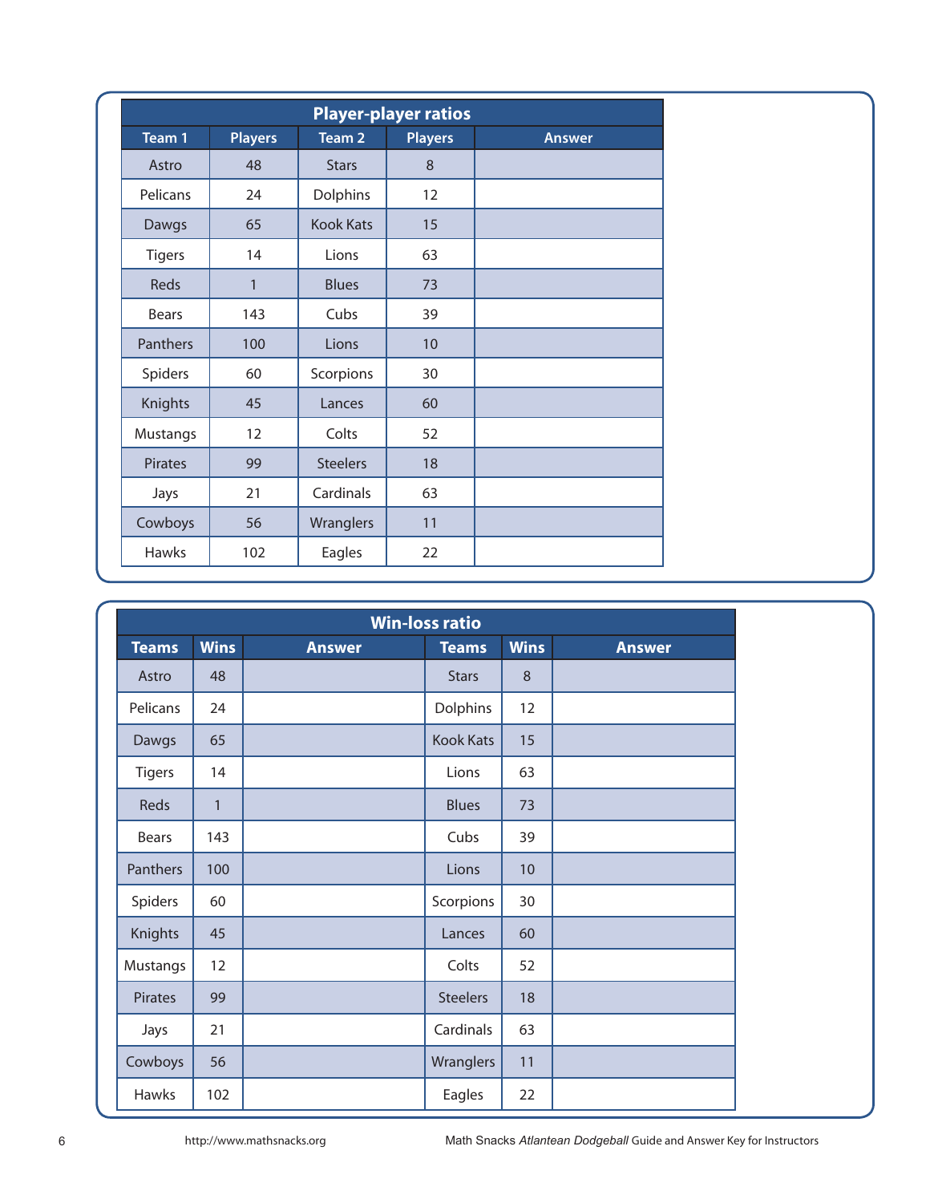| Player-player ratios | | | | |
|---|---|---|---|---|
| **Team 1** | **Players** | **Team 2** | **Players** | **Answer** |
| Astro | 48 | Stars | 8 | |
| Pelicans | 24 | Dolphins | 12 | |
| Dawgs | 65 | Kook Kats | 15 | |
| Tigers | 14 | Lions | 63 | |
| Reds | 1 | Blues | 73 | |
| Bears | 143 | Cubs | 39 | |
| Panthers | 100 | Lions | 10 | |
| Spiders | 60 | Scorpions | 30 | |
| Knights | 45 | Lances | 60 | |
| Mustangs | 12 | Colts | 52 | |
| Pirates | 99 | Steelers | 18 | |
| Jays | 21 | Cardinals | 63 | |
| Cowboys | 56 | Wranglers | 11 | |
| Hawks | 102 | Eagles | 22 | |

| Win-loss ratio | | | | | |
|---|---|---|---|---|---|
| **Teams** | **Wins** | **Answer** | **Teams** | **Wins** | **Answer** |
| Astro | 48 | | Stars | 8 | |
| Pelicans | 24 | | Dolphins | 12 | |
| Dawgs | 65 | | Kook Kats | 15 | |
| Tigers | 14 | | Lions | 63 | |
| Reds | 1 | | Blues | 73 | |
| Bears | 143 | | Cubs | 39 | |
| Panthers | 100 | | Lions | 10 | |
| Spiders | 60 | | Scorpions | 30 | |
| Knights | 45 | | Lances | 60 | |
| Mustangs | 12 | | Colts | 52 | |
| Pirates | 99 | | Steelers | 18 | |
| Jays | 21 | | Cardinals | 63 | |
| Cowboys | 56 | | Wranglers | 11 | |
| Hawks | 102 | | Eagles | 22 | |